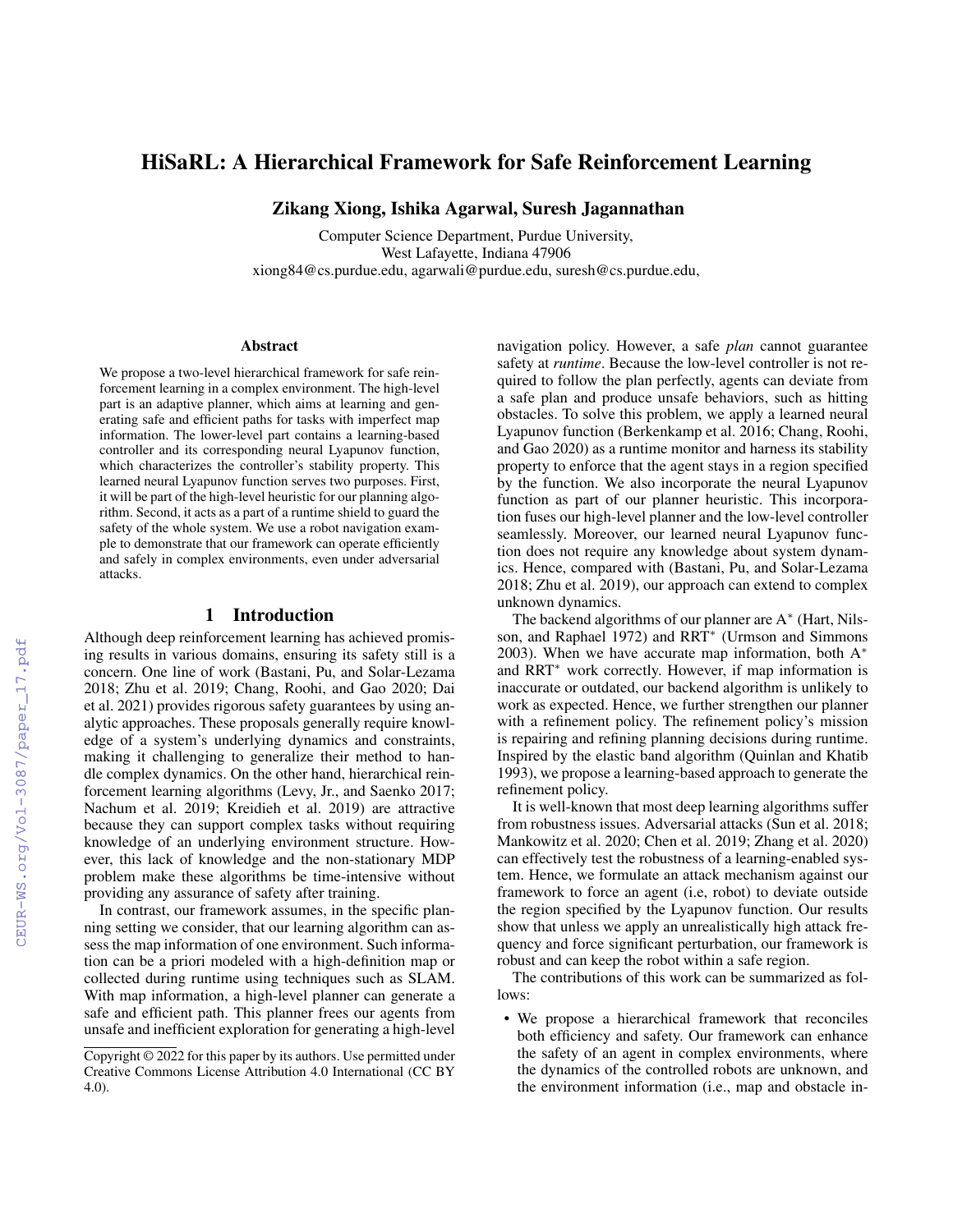# HiSaRL: A Hierarchical Framework for Safe Reinforcement Learning

**Zikang Xiong, Ishika Agarwal, Suresh Jagannathan**

Computer Science Department, Purdue University,
West Lafayette, Indiana 47906
xiong84@cs.purdue.edu, agarwali@purdue.edu, suresh@cs.purdue.edu,

## Abstract

We propose a two-level hierarchical framework for safe reinforcement learning in a complex environment. The high-level part is an adaptive planner, which aims at learning and generating safe and efficient paths for tasks with imperfect map information. The lower-level part contains a learning-based controller and its corresponding neural Lyapunov function, which characterizes the controller's stability property. This learned neural Lyapunov function serves two purposes. First, it will be part of the high-level heuristic for our planning algorithm. Second, it acts as a part of a runtime shield to guard the safety of the whole system. We use a robot navigation example to demonstrate that our framework can operate efficiently and safely in complex environments, even under adversarial attacks.

## 1 Introduction

Although deep reinforcement learning has achieved promising results in various domains, ensuring its safety still is a concern. One line of work (Bastani, Pu, and Solar-Lezama 2018; Zhu et al. 2019; Chang, Roohi, and Gao 2020; Dai et al. 2021) provides rigorous safety guarantees by using analytic approaches. These proposals generally require knowledge of a system's underlying dynamics and constraints, making it challenging to generalize their method to handle complex dynamics. On the other hand, hierarchical reinforcement learning algorithms (Levy, Jr., and Saenko 2017; Nachum et al. 2019; Kreidieh et al. 2019) are attractive because they can support complex tasks without requiring knowledge of an underlying environment structure. However, this lack of knowledge and the non-stationary MDP problem make these algorithms be time-intensive without providing any assurance of safety after training.

In contrast, our framework assumes, in the specific planning setting we consider, that our learning algorithm can assess the map information of one environment. Such information can be a priori modeled with a high-definition map or collected during runtime using techniques such as SLAM. With map information, a high-level planner can generate a safe and efficient path. This planner frees our agents from unsafe and inefficient exploration for generating a high-level navigation policy. However, a safe *plan* cannot guarantee safety at *runtime*. Because the low-level controller is not required to follow the plan perfectly, agents can deviate from a safe plan and produce unsafe behaviors, such as hitting obstacles. To solve this problem, we apply a learned neural Lyapunov function (Berkenkamp et al. 2016; Chang, Roohi, and Gao 2020) as a runtime monitor and harness its stability property to enforce that the agent stays in a region specified by the function. We also incorporate the neural Lyapunov function as part of our planner heuristic. This incorporation fuses our high-level planner and the low-level controller seamlessly. Moreover, our learned neural Lyapunov function does not require any knowledge about system dynamics. Hence, compared with (Bastani, Pu, and Solar-Lezama 2018; Zhu et al. 2019), our approach can extend to complex unknown dynamics.

The backend algorithms of our planner are A$^*$ (Hart, Nilsson, and Raphael 1972) and RRT$^*$ (Urmson and Simmons 2003). When we have accurate map information, both A$^*$ and RRT$^*$ work correctly. However, if map information is inaccurate or outdated, our backend algorithm is unlikely to work as expected. Hence, we further strengthen our planner with a refinement policy. The refinement policy's mission is repairing and refining planning decisions during runtime. Inspired by the elastic band algorithm (Quinlan and Khatib 1993), we propose a learning-based approach to generate the refinement policy.

It is well-known that most deep learning algorithms suffer from robustness issues. Adversarial attacks (Sun et al. 2018; Mankowitz et al. 2020; Chen et al. 2019; Zhang et al. 2020) can effectively test the robustness of a learning-enabled system. Hence, we formulate an attack mechanism against our framework to force an agent (i.e, robot) to deviate outside the region specified by the Lyapunov function. Our results show that unless we apply an unrealistically high attack frequency and force significant perturbation, our framework is robust and can keep the robot within a safe region.

The contributions of this work can be summarized as follows:

- We propose a hierarchical framework that reconciles both efficiency and safety. Our framework can enhance the safety of an agent in complex environments, where the dynamics of the controlled robots are unknown, and the environment information (i.e., map and obstacle in-

Copyright © 2022 for this paper by its authors. Use permitted under Creative Commons License Attribution 4.0 International (CC BY 4.0).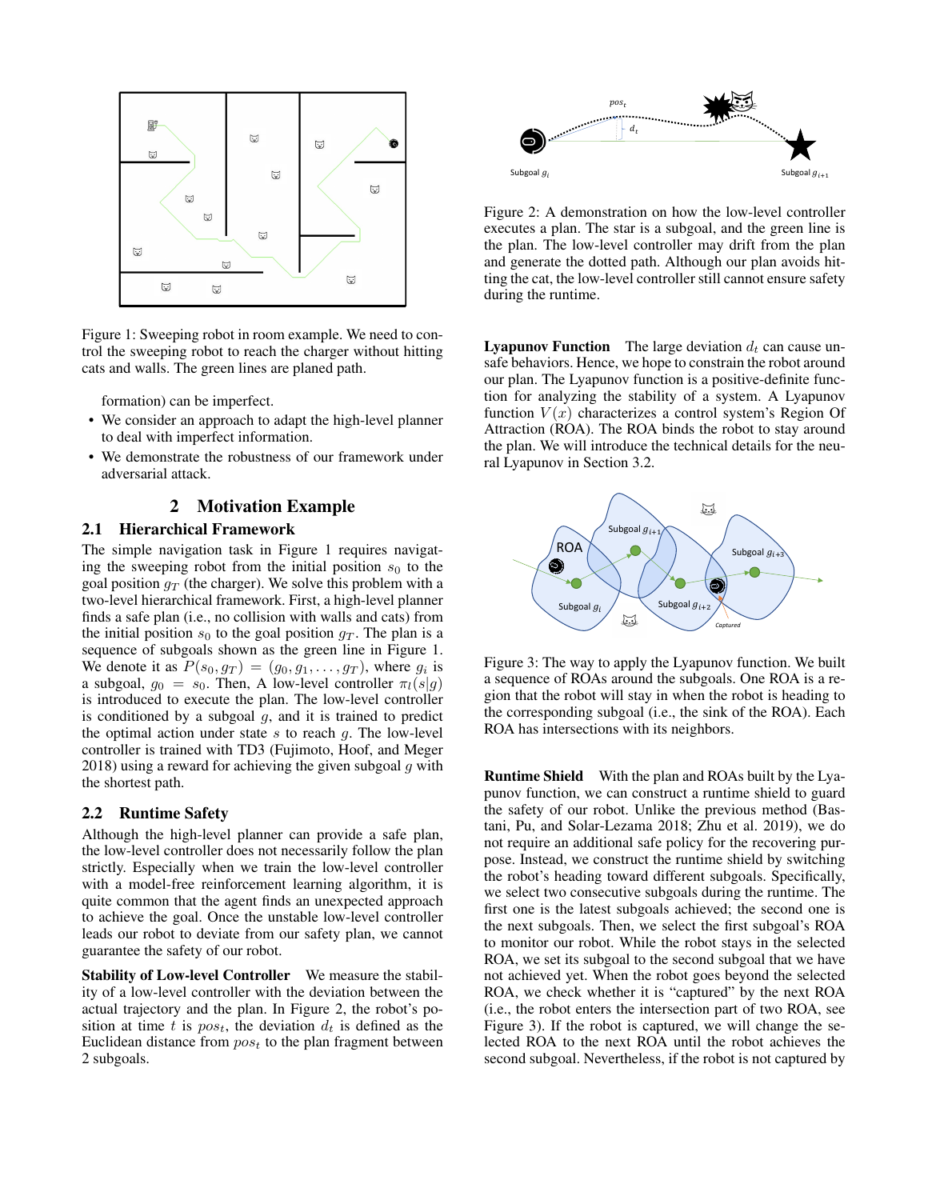Figure 1: Sweeping robot in room example. We need to control the sweeping robot to reach the charger without hitting cats and walls. The green lines are planed path.

formation) can be imperfect.

- We consider an approach to adapt the high-level planner to deal with imperfect information.
- We demonstrate the robustness of our framework under adversarial attack.

## 2 Motivation Example

### 2.1 Hierarchical Framework

The simple navigation task in Figure 1 requires navigating the sweeping robot from the initial position $s_0$ to the goal position $g_T$ (the charger). We solve this problem with a two-level hierarchical framework. First, a high-level planner finds a safe plan (i.e., no collision with walls and cats) from the initial position $s_0$ to the goal position $g_T$. The plan is a sequence of subgoals shown as the green line in Figure 1. We denote it as $P(s_0, g_T) = (g_0, g_1, \dots, g_T)$, where $g_i$ is a subgoal, $g_0 = s_0$. Then, A low-level controller $\pi_l(s|g)$ is introduced to execute the plan. The low-level controller is conditioned by a subgoal $g$, and it is trained to predict the optimal action under state $s$ to reach $g$. The low-level controller is trained with TD3 (Fujimoto, Hoof, and Meger 2018) using a reward for achieving the given subgoal $g$ with the shortest path.

### 2.2 Runtime Safety

Although the high-level planner can provide a safe plan, the low-level controller does not necessarily follow the plan strictly. Especially when we train the low-level controller with a model-free reinforcement learning algorithm, it is quite common that the agent finds an unexpected approach to achieve the goal. Once the unstable low-level controller leads our robot to deviate from our safety plan, we cannot guarantee the safety of our robot.

**Stability of Low-level Controller** We measure the stability of a low-level controller with the deviation between the actual trajectory and the plan. In Figure 2, the robot's position at time $t$ is $pos_t$, the deviation $d_t$ is defined as the Euclidean distance from $pos_t$ to the plan fragment between 2 subgoals.

Figure 2: A demonstration on how the low-level controller executes a plan. The star is a subgoal, and the green line is the plan. The low-level controller may drift from the plan and generate the dotted path. Although our plan avoids hitting the cat, the low-level controller still cannot ensure safety during the runtime.

**Lyapunov Function** The large deviation $d_t$ can cause unsafe behaviors. Hence, we hope to constrain the robot around our plan. The Lyapunov function is a positive-definite function for analyzing the stability of a system. A Lyapunov function $V(x)$ characterizes a control system's Region Of Attraction (ROA). The ROA binds the robot to stay around the plan. We will introduce the technical details for the neural Lyapunov in Section 3.2.

Figure 3: The way to apply the Lyapunov function. We built a sequence of ROAs around the subgoals. One ROA is a region that the robot will stay in when the robot is heading to the corresponding subgoal (i.e., the sink of the ROA). Each ROA has intersections with its neighbors.

**Runtime Shield** With the plan and ROAs built by the Lyapunov function, we can construct a runtime shield to guard the safety of our robot. Unlike the previous method (Bastani, Pu, and Solar-Lezama 2018; Zhu et al. 2019), we do not require an additional safe policy for the recovering purpose. Instead, we construct the runtime shield by switching the robot's heading toward different subgoals. Specifically, we select two consecutive subgoals during the runtime. The first one is the latest subgoals achieved; the second one is the next subgoals. Then, we select the first subgoal's ROA to monitor our robot. While the robot stays in the selected ROA, we set its subgoal to the second subgoal that we have not achieved yet. When the robot goes beyond the selected ROA, we check whether it is "captured" by the next ROA (i.e., the robot enters the intersection part of two ROA, see Figure 3). If the robot is captured, we will change the selected ROA to the next ROA until the robot achieves the second subgoal. Nevertheless, if the robot is not captured by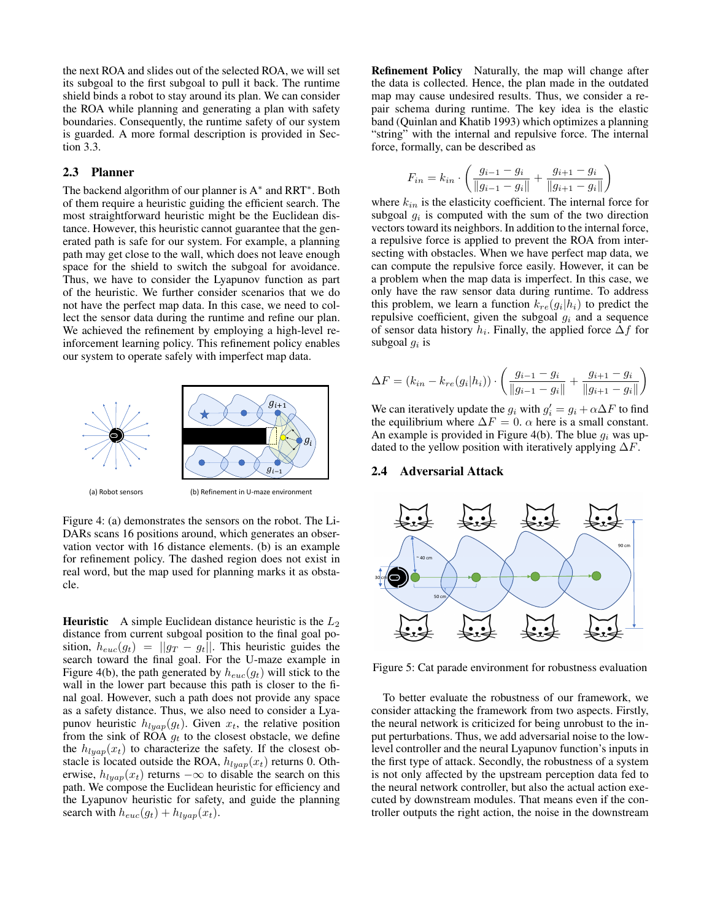the next ROA and slides out of the selected ROA, we will set its subgoal to the first subgoal to pull it back. The runtime shield binds a robot to stay around its plan. We can consider the ROA while planning and generating a plan with safety boundaries. Consequently, the runtime safety of our system is guarded. A more formal description is provided in Section 3.3.

## 2.3 Planner

The backend algorithm of our planner is A* and RRT*. Both of them require a heuristic guiding the efficient search. The most straightforward heuristic might be the Euclidean distance. However, this heuristic cannot guarantee that the generated path is safe for our system. For example, a planning path may get close to the wall, which does not leave enough space for the shield to switch the subgoal for avoidance. Thus, we have to consider the Lyapunov function as part of the heuristic. We further consider scenarios that we do not have the perfect map data. In this case, we need to collect the sensor data during the runtime and refine our plan. We achieved the refinement by employing a high-level reinforcement learning policy. This refinement policy enables our system to operate safely with imperfect map data.

(a) Robot sensors (b) Refinement in U-maze environment

Figure 4: (a) demonstrates the sensors on the robot. The LiDARs scans 16 positions around, which generates an observation vector with 16 distance elements. (b) is an example for refinement policy. The dashed region does not exist in real word, but the map used for planning marks it as obstacle.

**Heuristic** A simple Euclidean distance heuristic is the $L_2$ distance from current subgoal position to the final goal position, $h_{euc}(g_t) = ||g_T - g_t||$. This heuristic guides the search toward the final goal. For the U-maze example in Figure 4(b), the path generated by $h_{euc}(g_t)$ will stick to the wall in the lower part because this path is closer to the final goal. However, such a path does not provide any space as a safety distance. Thus, we also need to consider a Lyapunov heuristic $h_{lyap}(g_t)$. Given $x_t$, the relative position from the sink of ROA $g_t$ to the closest obstacle, we define the $h_{lyap}(x_t)$ to characterize the safety. If the closest obstacle is located outside the ROA, $h_{lyap}(x_t)$ returns 0. Otherwise, $h_{lyap}(x_t)$ returns $-\infty$ to disable the search on this path. We compose the Euclidean heuristic for efficiency and the Lyapunov heuristic for safety, and guide the planning search with $h_{euc}(g_t) + h_{lyap}(x_t)$.

**Refinement Policy** Naturally, the map will change after the data is collected. Hence, the plan made in the outdated map may cause undesired results. Thus, we consider a repair schema during runtime. The key idea is the elastic band (Quinlan and Khatib 1993) which optimizes a planning "string" with the internal and repulsive force. The internal force, formally, can be described as

$$F_{in} = k_{in} \cdot \left( \frac{g_{i-1} - g_i}{\|g_{i-1} - g_i\|} + \frac{g_{i+1} - g_i}{\|g_{i+1} - g_i\|} \right)$$

where $k_{in}$ is the elasticity coefficient. The internal force for subgoal $g_i$ is computed with the sum of the two direction vectors toward its neighbors. In addition to the internal force, a repulsive force is applied to prevent the ROA from intersecting with obstacles. When we have perfect map data, we can compute the repulsive force easily. However, it can be a problem when the map data is imperfect. In this case, we only have the raw sensor data during runtime. To address this problem, we learn a function $k_{re}(g_i|h_i)$ to predict the repulsive coefficient, given the subgoal $g_i$ and a sequence of sensor data history $h_i$. Finally, the applied force $\Delta f$ for subgoal $g_i$ is

$$\Delta F = (k_{in} - k_{re}(g_i|h_i)) \cdot \left( \frac{g_{i-1} - g_i}{\|g_{i-1} - g_i\|} + \frac{g_{i+1} - g_i}{\|g_{i+1} - g_i\|} \right)$$

We can iteratively update the $g_i$ with $g_i' = g_i + \alpha \Delta F$ to find the equilibrium where $\Delta F = 0$. $\alpha$ here is a small constant. An example is provided in Figure 4(b). The blue $g_i$ was updated to the yellow position with iteratively applying $\Delta F$.

## 2.4 Adversarial Attack

Figure 5: Cat parade environment for robustness evaluation

To better evaluate the robustness of our framework, we consider attacking the framework from two aspects. Firstly, the neural network is criticized for being unrobust to the input perturbations. Thus, we add adversarial noise to the low-level controller and the neural Lyapunov function's inputs in the first type of attack. Secondly, the robustness of a system is not only affected by the upstream perception data fed to the neural network controller, but also the actual action executed by downstream modules. That means even if the controller outputs the right action, the noise in the downstream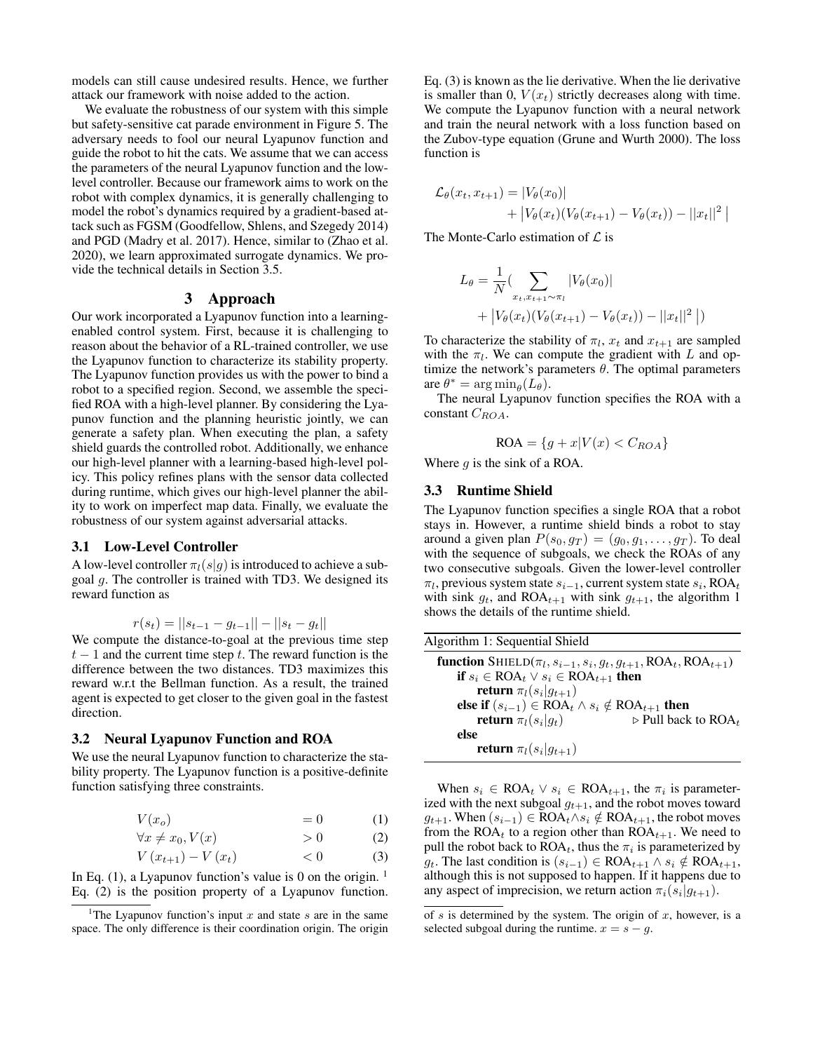models can still cause undesired results. Hence, we further attack our framework with noise added to the action.

We evaluate the robustness of our system with this simple but safety-sensitive cat parade environment in Figure 5. The adversary needs to fool our neural Lyapunov function and guide the robot to hit the cats. We assume that we can access the parameters of the neural Lyapunov function and the low-level controller. Because our framework aims to work on the robot with complex dynamics, it is generally challenging to model the robot's dynamics required by a gradient-based attack such as FGSM (Goodfellow, Shlens, and Szegedy 2014) and PGD (Madry et al. 2017). Hence, similar to (Zhao et al. 2020), we learn approximated surrogate dynamics. We provide the technical details in Section 3.5.

# 3 Approach

Our work incorporated a Lyapunov function into a learning-enabled control system. First, because it is challenging to reason about the behavior of a RL-trained controller, we use the Lyapunov function to characterize its stability property. The Lyapunov function provides us with the power to bind a robot to a specified region. Second, we assemble the specified ROA with a high-level planner. By considering the Lyapunov function and the planning heuristic jointly, we can generate a safety plan. When executing the plan, a safety shield guards the controlled robot. Additionally, we enhance our high-level planner with a learning-based high-level policy. This policy refines plans with the sensor data collected during runtime, which gives our high-level planner the ability to work on imperfect map data. Finally, we evaluate the robustness of our system against adversarial attacks.

## 3.1 Low-Level Controller

A low-level controller $\pi_l(s|g)$ is introduced to achieve a subgoal $g$. The controller is trained with TD3. We designed its reward function as

$$r(s_t) = ||s_{t-1} - g_{t-1}|| - ||s_t - g_t||$$

We compute the distance-to-goal at the previous time step $t-1$ and the current time step $t$. The reward function is the difference between the two distances. TD3 maximizes this reward w.r.t the Bellman function. As a result, the trained agent is expected to get closer to the given goal in the fastest direction.

## 3.2 Neural Lyapunov Function and ROA

We use the neural Lyapunov function to characterize the stability property. The Lyapunov function is a positive-definite function satisfying three constraints.

$$V(x_o) = 0 \quad (1)$$

$$\forall x \neq x_0, V(x) > 0 \quad (2)$$

$$V(x_{t+1}) - V(x_t) < 0 \quad (3)$$

In Eq. (1), a Lyapunov function's value is 0 on the origin. [1] Eq. (2) is the position property of a Lyapunov function. Eq. (3) is known as the lie derivative. When the lie derivative is smaller than 0, $V(x_t)$ strictly decreases along with time. We compute the Lyapunov function with a neural network and train the neural network with a loss function based on the Zubov-type equation (Grune and Wurth 2000). The loss function is

$$\mathcal{L}_\theta(x_t, x_{t+1}) = |V_\theta(x_0)| + \left|V_\theta(x_t)(V_\theta(x_{t+1}) - V_\theta(x_t)) - ||x_t||^2\right|$$

The Monte-Carlo estimation of $\mathcal{L}$ is

$$L_\theta = \frac{1}{N}\Big(\sum_{x_t, x_{t+1} \sim \pi_l} |V_\theta(x_0)| + \left|V_\theta(x_t)(V_\theta(x_{t+1}) - V_\theta(x_t)) - ||x_t||^2\right|\Big)$$

To characterize the stability of $\pi_l$, $x_t$ and $x_{t+1}$ are sampled with the $\pi_l$. We can compute the gradient with $L$ and optimize the network's parameters $\theta$. The optimal parameters are $\theta^* = \arg\min_\theta(L_\theta)$.

The neural Lyapunov function specifies the ROA with a constant $C_{ROA}$.

$$\text{ROA} = \{g + x | V(x) < C_{ROA}\}$$

Where $g$ is the sink of a ROA.

## 3.3 Runtime Shield

The Lyapunov function specifies a single ROA that a robot stays in. However, a runtime shield binds a robot to stay around a given plan $P(s_0, g_T) = (g_0, g_1, \ldots, g_T)$. To deal with the sequence of subgoals, we check the ROAs of any two consecutive subgoals. Given the lower-level controller $\pi_l$, previous system state $s_{i-1}$, current system state $s_i$, $\text{ROA}_t$ with sink $g_t$, and $\text{ROA}_{t+1}$ with sink $g_{t+1}$, the algorithm 1 shows the details of the runtime shield.

Algorithm 1: Sequential Shield

```
function SHIELD(π_l, s_{i-1}, s_i, g_t, g_{t+1}, ROA_t, ROA_{t+1})
    if s_i ∈ ROA_t ∨ s_i ∈ ROA_{t+1} then
        return π_l(s_i|g_{t+1})
    else if (s_{i-1}) ∈ ROA_t ∧ s_i ∉ ROA_{t+1} then
        return π_l(s_i|g_t)                ▷ Pull back to ROA_t
    else
        return π_l(s_i|g_{t+1})
```

When $s_i \in \text{ROA}_t \vee s_i \in \text{ROA}_{t+1}$, the $\pi_i$ is parameterized with the next subgoal $g_{t+1}$, and the robot moves toward $g_{t+1}$. When $(s_{i-1}) \in \text{ROA}_t \wedge s_i \notin \text{ROA}_{t+1}$, the robot moves from the $\text{ROA}_t$ to a region other than $\text{ROA}_{t+1}$. We need to pull the robot back to $\text{ROA}_t$, thus the $\pi_i$ is parameterized by $g_t$. The last condition is $(s_{i-1}) \in \text{ROA}_{t+1} \wedge s_i \notin \text{ROA}_{t+1}$, although this is not supposed to happen. If it happens due to any aspect of imprecision, we return action $\pi_i(s_i|g_{t+1})$.

[1] The Lyapunov function's input $x$ and state $s$ are in the same space. The only difference is their coordination origin. The origin of $s$ is determined by the system. The origin of $x$, however, is a selected subgoal during the runtime. $x = s - g$.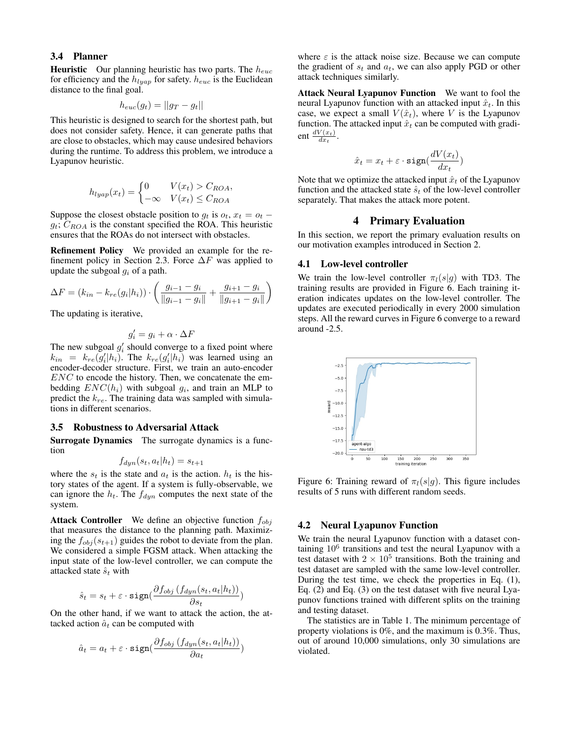### 3.4 Planner

**Heuristic** Our planning heuristic has two parts. The $h_{euc}$ for efficiency and the $h_{lyap}$ for safety. $h_{euc}$ is the Euclidean distance to the final goal.

$$h_{euc}(g_t) = ||g_T - g_t||$$

This heuristic is designed to search for the shortest path, but does not consider safety. Hence, it can generate paths that are close to obstacles, which may cause undesired behaviors during the runtime. To address this problem, we introduce a Lyapunov heuristic.

$$h_{lyap}(x_t) = \begin{cases} 0 & V(x_t) > C_{ROA}, \\ -\infty & V(x_t) \leq C_{ROA} \end{cases}$$

Suppose the closest obstacle position to $g_t$ is $o_t$, $x_t = o_t - g_t$; $C_{ROA}$ is the constant specified the ROA. This heuristic ensures that the ROAs do not intersect with obstacles.

**Refinement Policy** We provided an example for the refinement policy in Section 2.3. Force $\Delta F$ was applied to update the subgoal $g_i$ of a path.

$$\Delta F = (k_{in} - k_{re}(g_i|h_i)) \cdot \left( \frac{g_{i-1} - g_i}{\|g_{i-1} - g_i\|} + \frac{g_{i+1} - g_i}{\|g_{i+1} - g_i\|} \right)$$

The updating is iterative,

$$g_i' = g_i + \alpha \cdot \Delta F$$

The new subgoal $g_i'$ should converge to a fixed point where $k_{in} = k_{re}(g_i'|h_i)$. The $k_{re}(g_i'|h_i)$ was learned using an encoder-decoder structure. First, we train an auto-encoder $ENC$ to encode the history. Then, we concatenate the embedding $ENC(h_i)$ with subgoal $g_i$, and train an MLP to predict the $k_{re}$. The training data was sampled with simulations in different scenarios.

### 3.5 Robustness to Adversarial Attack

**Surrogate Dynamics** The surrogate dynamics is a function

$$f_{dyn}(s_t, a_t|h_t) = s_{t+1}$$

where the $s_t$ is the state and $a_t$ is the action. $h_t$ is the history states of the agent. If a system is fully-observable, we can ignore the $h_t$. The $f_{dyn}$ computes the next state of the system.

**Attack Controller** We define an objective function $f_{obj}$ that measures the distance to the planning path. Maximizing the $f_{obj}(s_{t+1})$ guides the robot to deviate from the plan. We considered a simple FGSM attack. When attacking the input state of the low-level controller, we can compute the attacked state $\hat{s}_t$ with

$$\hat{s}_t = s_t + \varepsilon \cdot \mathtt{sign}(\frac{\partial f_{obj}\left(f_{dyn}(s_t, a_t|h_t)\right)}{\partial s_t})$$

On the other hand, if we want to attack the action, the attacked action $\hat{a}_t$ can be computed with

$$\hat{a}_t = a_t + \varepsilon \cdot \mathtt{sign}(\frac{\partial f_{obj}\left(f_{dyn}(s_t, a_t|h_t)\right)}{\partial a_t})$$

where $\varepsilon$ is the attack noise size. Because we can compute the gradient of $s_t$ and $a_t$, we can also apply PGD or other attack techniques similarly.

**Attack Neural Lyapunov Function** We want to fool the neural Lyapunov function with an attacked input $\hat{x}_t$. In this case, we expect a small $V(\hat{x}_t)$, where $V$ is the Lyapunov function. The attacked input $\hat{x}_t$ can be computed with gradient $\frac{dV(x_t)}{dx_t}$.

$$\hat{x}_t = x_t + \varepsilon \cdot \mathtt{sign}(\frac{dV(x_t)}{dx_t})$$

Note that we optimize the attacked input $\hat{x}_t$ of the Lyapunov function and the attacked state $\hat{s}_t$ of the low-level controller separately. That makes the attack more potent.

## 4 Primary Evaluation

In this section, we report the primary evaluation results on our motivation examples introduced in Section 2.

### 4.1 Low-level controller

We train the low-level controller $\pi_l(s|g)$ with TD3. The training results are provided in Figure 6. Each training iteration indicates updates on the low-level controller. The updates are executed periodically in every 2000 simulation steps. All the reward curves in Figure 6 converge to a reward around -2.5.

Figure 6: Training reward of $\pi_l(s|g)$. This figure includes results of 5 runs with different random seeds.

### 4.2 Neural Lyapunov Function

We train the neural Lyapunov function with a dataset containing $10^6$ transitions and test the neural Lyapunov with a test dataset with $2 \times 10^5$ transitions. Both the training and test dataset are sampled with the same low-level controller. During the test time, we check the properties in Eq. (1), Eq. (2) and Eq. (3) on the test dataset with five neural Lyapunov functions trained with different splits on the training and testing dataset.

The statistics are in Table 1. The minimum percentage of property violations is 0%, and the maximum is 0.3%. Thus, out of around 10,000 simulations, only 30 simulations are violated.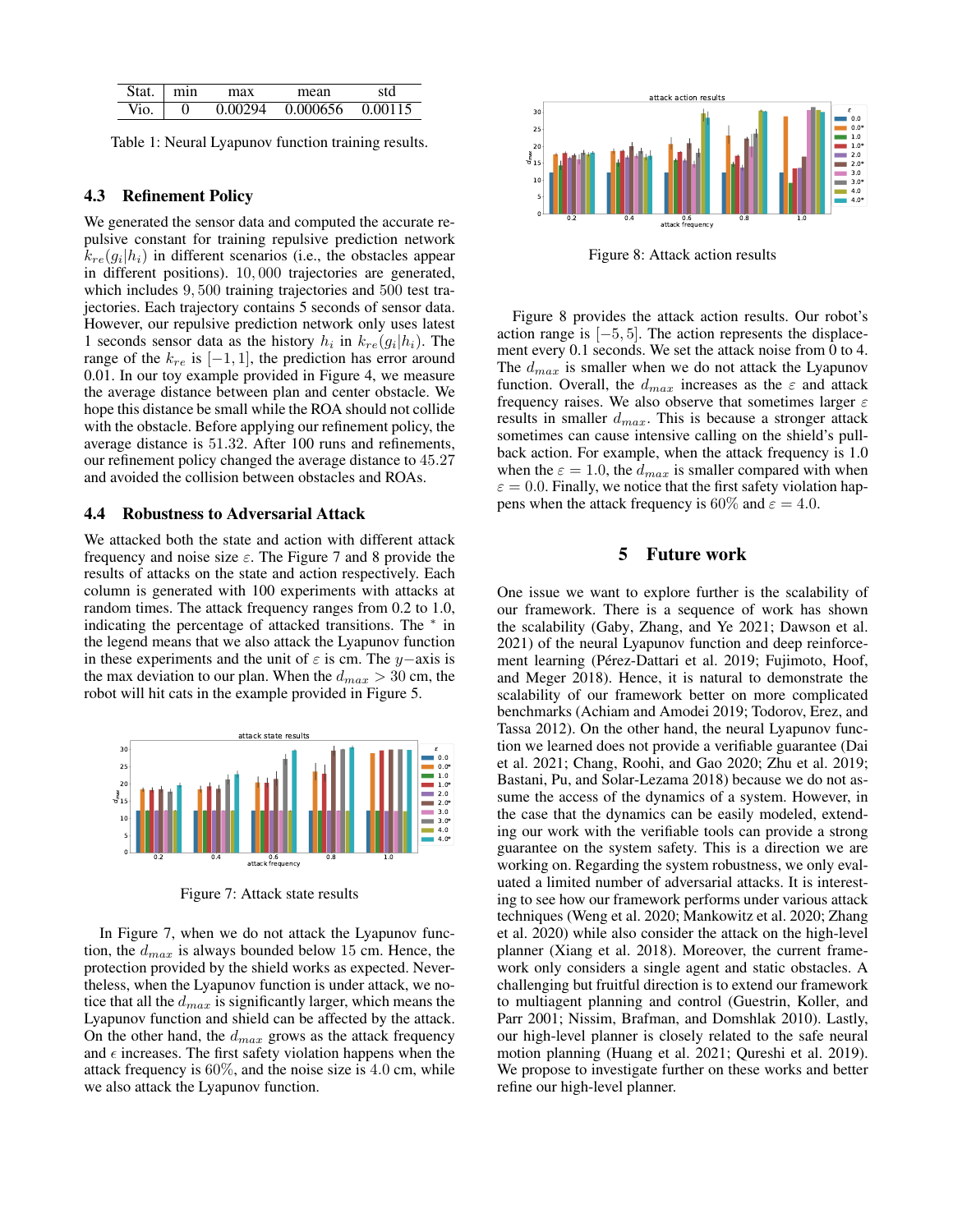| Stat. | min | max | mean | std |
|---|---|---|---|---|
| Vio. | 0 | 0.00294 | 0.000656 | 0.00115 |

Table 1: Neural Lyapunov function training results.

### 4.3 Refinement Policy

We generated the sensor data and computed the accurate repulsive constant for training repulsive prediction network $k_{re}(g_i|h_i)$ in different scenarios (i.e., the obstacles appear in different positions). $10,000$ trajectories are generated, which includes $9,500$ training trajectories and $500$ test trajectories. Each trajectory contains 5 seconds of sensor data. However, our repulsive prediction network only uses latest 1 seconds sensor data as the history $h_i$ in $k_{re}(g_i|h_i)$. The range of the $k_{re}$ is $[-1, 1]$, the prediction has error around 0.01. In our toy example provided in Figure 4, we measure the average distance between plan and center obstacle. We hope this distance be small while the ROA should not collide with the obstacle. Before applying our refinement policy, the average distance is $51.32$. After 100 runs and refinements, our refinement policy changed the average distance to $45.27$ and avoided the collision between obstacles and ROAs.

### 4.4 Robustness to Adversarial Attack

We attacked both the state and action with different attack frequency and noise size $\varepsilon$. The Figure 7 and 8 provide the results of attacks on the state and action respectively. Each column is generated with 100 experiments with attacks at random times. The attack frequency ranges from 0.2 to 1.0, indicating the percentage of attacked transitions. The $^*$ in the legend means that we also attack the Lyapunov function in these experiments and the unit of $\varepsilon$ is cm. The $y-$axis is the max deviation to our plan. When the $d_{max} > 30$ cm, the robot will hit cats in the example provided in Figure 5.

Figure 7: Attack state results

In Figure 7, when we do not attack the Lyapunov function, the $d_{max}$ is always bounded below 15 cm. Hence, the protection provided by the shield works as expected. Nevertheless, when the Lyapunov function is under attack, we notice that all the $d_{max}$ is significantly larger, which means the Lyapunov function and shield can be affected by the attack. On the other hand, the $d_{max}$ grows as the attack frequency and $\epsilon$ increases. The first safety violation happens when the attack frequency is $60\%$, and the noise size is $4.0$ cm, while we also attack the Lyapunov function.

Figure 8: Attack action results

Figure 8 provides the attack action results. Our robot's action range is $[-5, 5]$. The action represents the displacement every 0.1 seconds. We set the attack noise from 0 to 4. The $d_{max}$ is smaller when we do not attack the Lyapunov function. Overall, the $d_{max}$ increases as the $\varepsilon$ and attack frequency raises. We also observe that sometimes larger $\varepsilon$ results in smaller $d_{max}$. This is because a stronger attack sometimes can cause intensive calling on the shield's pull-back action. For example, when the attack frequency is 1.0 when the $\varepsilon = 1.0$, the $d_{max}$ is smaller compared with when $\varepsilon = 0.0$. Finally, we notice that the first safety violation happens when the attack frequency is $60\%$ and $\varepsilon = 4.0$.

## 5 Future work

One issue we want to explore further is the scalability of our framework. There is a sequence of work has shown the scalability (Gaby, Zhang, and Ye 2021; Dawson et al. 2021) of the neural Lyapunov function and deep reinforcement learning (Pérez-Dattari et al. 2019; Fujimoto, Hoof, and Meger 2018). Hence, it is natural to demonstrate the scalability of our framework better on more complicated benchmarks (Achiam and Amodei 2019; Todorov, Erez, and Tassa 2012). On the other hand, the neural Lyapunov function we learned does not provide a verifiable guarantee (Dai et al. 2021; Chang, Roohi, and Gao 2020; Zhu et al. 2019; Bastani, Pu, and Solar-Lezama 2018) because we do not assume the access of the dynamics of a system. However, in the case that the dynamics can be easily modeled, extending our work with the verifiable tools can provide a strong guarantee on the system safety. This is a direction we are working on. Regarding the system robustness, we only evaluated a limited number of adversarial attacks. It is interesting to see how our framework performs under various attack techniques (Weng et al. 2020; Mankowitz et al. 2020; Zhang et al. 2020) while also consider the attack on the high-level planner (Xiang et al. 2018). Moreover, the current framework only considers a single agent and static obstacles. A challenging but fruitful direction is to extend our framework to multiagent planning and control (Guestrin, Koller, and Parr 2001; Nissim, Brafman, and Domshlak 2010). Lastly, our high-level planner is closely related to the safe neural motion planning (Huang et al. 2021; Qureshi et al. 2019). We propose to investigate further on these works and better refine our high-level planner.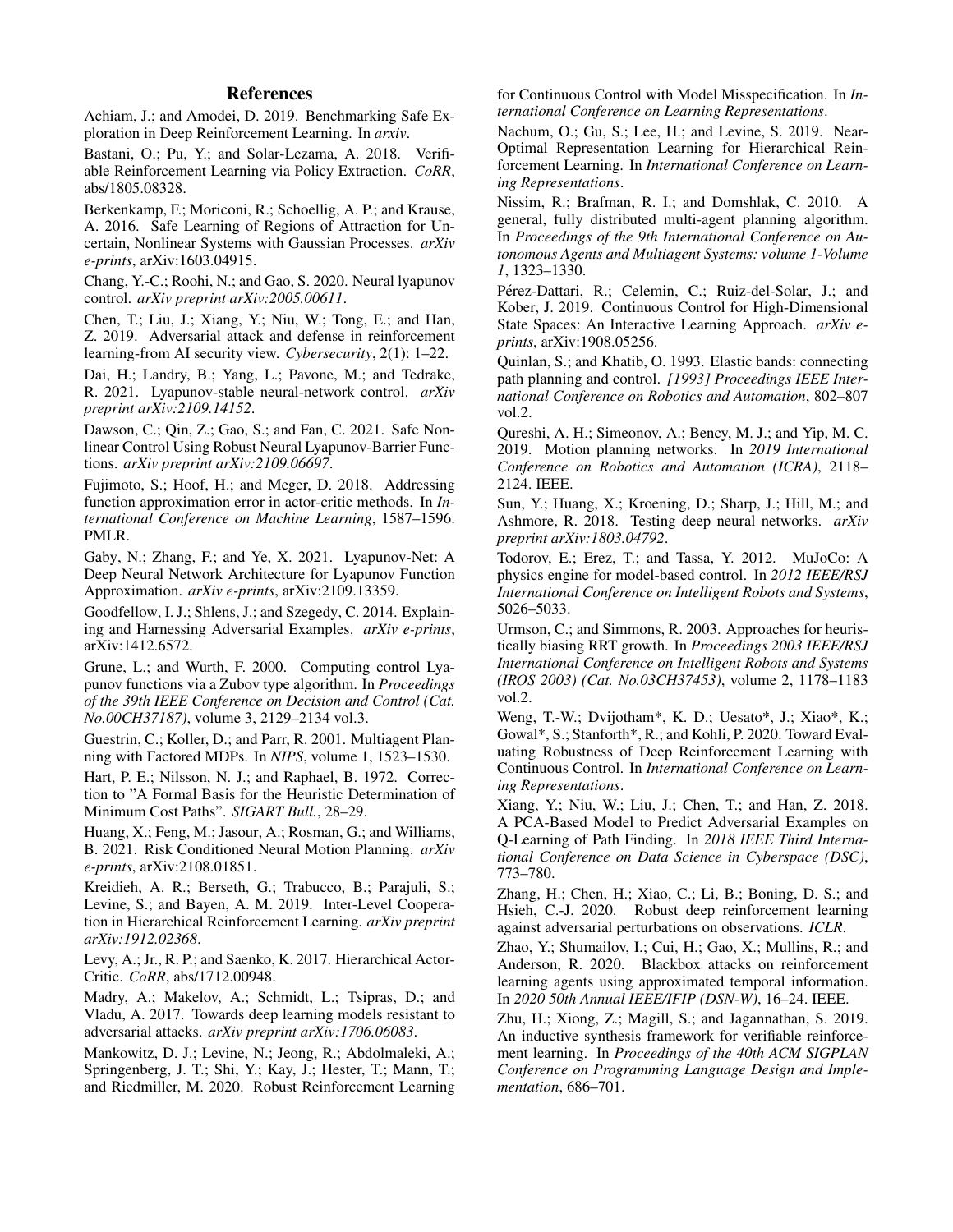## References

Achiam, J.; and Amodei, D. 2019. Benchmarking Safe Exploration in Deep Reinforcement Learning. In *arxiv*.

Bastani, O.; Pu, Y.; and Solar-Lezama, A. 2018. Verifiable Reinforcement Learning via Policy Extraction. *CoRR*, abs/1805.08328.

Berkenkamp, F.; Moriconi, R.; Schoellig, A. P.; and Krause, A. 2016. Safe Learning of Regions of Attraction for Uncertain, Nonlinear Systems with Gaussian Processes. *arXiv e-prints*, arXiv:1603.04915.

Chang, Y.-C.; Roohi, N.; and Gao, S. 2020. Neural lyapunov control. *arXiv preprint arXiv:2005.00611*.

Chen, T.; Liu, J.; Xiang, Y.; Niu, W.; Tong, E.; and Han, Z. 2019. Adversarial attack and defense in reinforcement learning-from AI security view. *Cybersecurity*, 2(1): 1–22.

Dai, H.; Landry, B.; Yang, L.; Pavone, M.; and Tedrake, R. 2021. Lyapunov-stable neural-network control. *arXiv preprint arXiv:2109.14152*.

Dawson, C.; Qin, Z.; Gao, S.; and Fan, C. 2021. Safe Nonlinear Control Using Robust Neural Lyapunov-Barrier Functions. *arXiv preprint arXiv:2109.06697*.

Fujimoto, S.; Hoof, H.; and Meger, D. 2018. Addressing function approximation error in actor-critic methods. In *International Conference on Machine Learning*, 1587–1596. PMLR.

Gaby, N.; Zhang, F.; and Ye, X. 2021. Lyapunov-Net: A Deep Neural Network Architecture for Lyapunov Function Approximation. *arXiv e-prints*, arXiv:2109.13359.

Goodfellow, I. J.; Shlens, J.; and Szegedy, C. 2014. Explaining and Harnessing Adversarial Examples. *arXiv e-prints*, arXiv:1412.6572.

Grune, L.; and Wurth, F. 2000. Computing control Lyapunov functions via a Zubov type algorithm. In *Proceedings of the 39th IEEE Conference on Decision and Control (Cat. No.00CH37187)*, volume 3, 2129–2134 vol.3.

Guestrin, C.; Koller, D.; and Parr, R. 2001. Multiagent Planning with Factored MDPs. In *NIPS*, volume 1, 1523–1530.

Hart, P. E.; Nilsson, N. J.; and Raphael, B. 1972. Correction to "A Formal Basis for the Heuristic Determination of Minimum Cost Paths". *SIGART Bull.*, 28–29.

Huang, X.; Feng, M.; Jasour, A.; Rosman, G.; and Williams, B. 2021. Risk Conditioned Neural Motion Planning. *arXiv e-prints*, arXiv:2108.01851.

Kreidieh, A. R.; Berseth, G.; Trabucco, B.; Parajuli, S.; Levine, S.; and Bayen, A. M. 2019. Inter-Level Cooperation in Hierarchical Reinforcement Learning. *arXiv preprint arXiv:1912.02368*.

Levy, A.; Jr., R. P.; and Saenko, K. 2017. Hierarchical Actor-Critic. *CoRR*, abs/1712.00948.

Madry, A.; Makelov, A.; Schmidt, L.; Tsipras, D.; and Vladu, A. 2017. Towards deep learning models resistant to adversarial attacks. *arXiv preprint arXiv:1706.06083*.

Mankowitz, D. J.; Levine, N.; Jeong, R.; Abdolmaleki, A.; Springenberg, J. T.; Shi, Y.; Kay, J.; Hester, T.; Mann, T.; and Riedmiller, M. 2020. Robust Reinforcement Learning for Continuous Control with Model Misspecification. In *International Conference on Learning Representations*.

Nachum, O.; Gu, S.; Lee, H.; and Levine, S. 2019. Near-Optimal Representation Learning for Hierarchical Reinforcement Learning. In *International Conference on Learning Representations*.

Nissim, R.; Brafman, R. I.; and Domshlak, C. 2010. A general, fully distributed multi-agent planning algorithm. In *Proceedings of the 9th International Conference on Autonomous Agents and Multiagent Systems: volume 1-Volume 1*, 1323–1330.

Pérez-Dattari, R.; Celemin, C.; Ruiz-del-Solar, J.; and Kober, J. 2019. Continuous Control for High-Dimensional State Spaces: An Interactive Learning Approach. *arXiv e-prints*, arXiv:1908.05256.

Quinlan, S.; and Khatib, O. 1993. Elastic bands: connecting path planning and control. *[1993] Proceedings IEEE International Conference on Robotics and Automation*, 802–807 vol.2.

Qureshi, A. H.; Simeonov, A.; Bency, M. J.; and Yip, M. C. 2019. Motion planning networks. In *2019 International Conference on Robotics and Automation (ICRA)*, 2118–2124. IEEE.

Sun, Y.; Huang, X.; Kroening, D.; Sharp, J.; Hill, M.; and Ashmore, R. 2018. Testing deep neural networks. *arXiv preprint arXiv:1803.04792*.

Todorov, E.; Erez, T.; and Tassa, Y. 2012. MuJoCo: A physics engine for model-based control. In *2012 IEEE/RSJ International Conference on Intelligent Robots and Systems*, 5026–5033.

Urmson, C.; and Simmons, R. 2003. Approaches for heuristically biasing RRT growth. In *Proceedings 2003 IEEE/RSJ International Conference on Intelligent Robots and Systems (IROS 2003) (Cat. No.03CH37453)*, volume 2, 1178–1183 vol.2.

Weng, T.-W.; Dvijotham*, K. D.; Uesato*, J.; Xiao*, K.; Gowal*, S.; Stanforth*, R.; and Kohli, P. 2020. Toward Evaluating Robustness of Deep Reinforcement Learning with Continuous Control. In *International Conference on Learning Representations*.

Xiang, Y.; Niu, W.; Liu, J.; Chen, T.; and Han, Z. 2018. A PCA-Based Model to Predict Adversarial Examples on Q-Learning of Path Finding. In *2018 IEEE Third International Conference on Data Science in Cyberspace (DSC)*, 773–780.

Zhang, H.; Chen, H.; Xiao, C.; Li, B.; Boning, D. S.; and Hsieh, C.-J. 2020. Robust deep reinforcement learning against adversarial perturbations on observations. *ICLR*.

Zhao, Y.; Shumailov, I.; Cui, H.; Gao, X.; Mullins, R.; and Anderson, R. 2020. Blackbox attacks on reinforcement learning agents using approximated temporal information. In *2020 50th Annual IEEE/IFIP (DSN-W)*, 16–24. IEEE.

Zhu, H.; Xiong, Z.; Magill, S.; and Jagannathan, S. 2019. An inductive synthesis framework for verifiable reinforcement learning. In *Proceedings of the 40th ACM SIGPLAN Conference on Programming Language Design and Implementation*, 686–701.